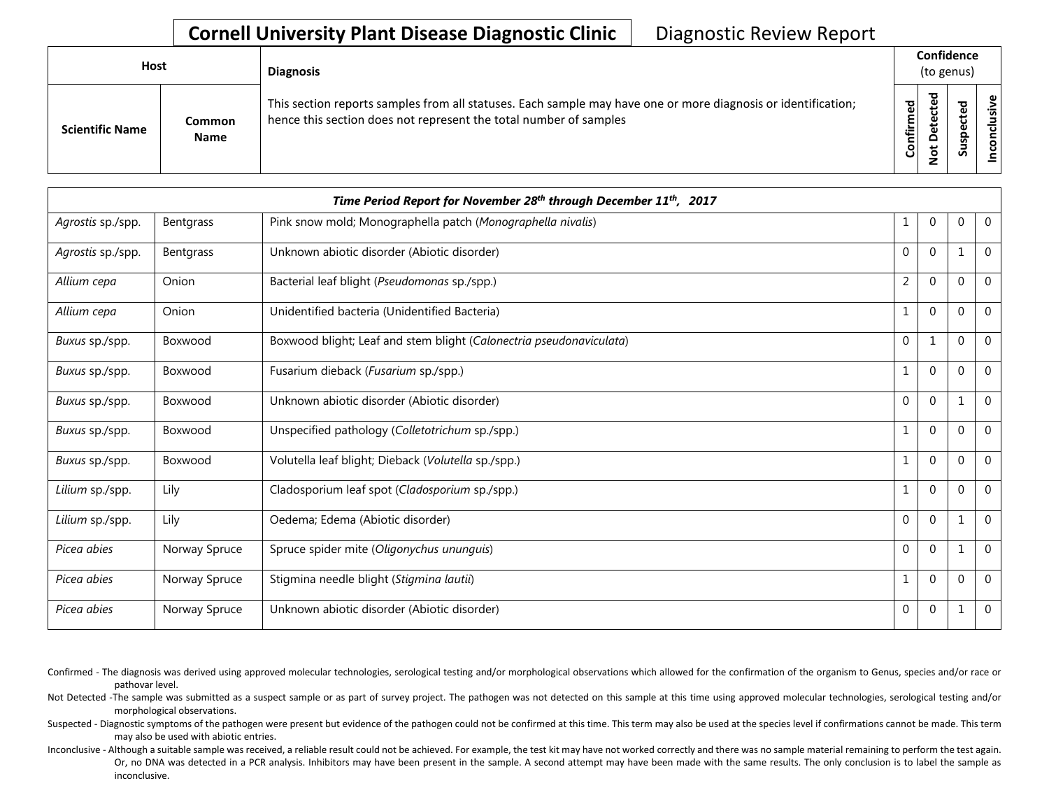**Cornell University Plant Disease Diagnostic Clinic** Diagnostic Review Report

| Host | | Diagnosis | Confidence (to genus) | | | |
|---|---|---|---|---|---|---|
| Scientific Name | Common Name | This section reports samples from all statuses. Each sample may have one or more diagnosis or identification; hence this section does not represent the total number of samples | Confirmed | Not Detected | Suspected | Inconclusive |
| ***Time Period Report for November 28th through December 11th, 2017*** | | | | | | |
| *Agrostis* sp./spp. | Bentgrass | Pink snow mold; Monographella patch (*Monographella nivalis*) | 1 | 0 | 0 | 0 |
| *Agrostis* sp./spp. | Bentgrass | Unknown abiotic disorder (Abiotic disorder) | 0 | 0 | 1 | 0 |
| *Allium cepa* | Onion | Bacterial leaf blight (*Pseudomonas* sp./spp.) | 2 | 0 | 0 | 0 |
| *Allium cepa* | Onion | Unidentified bacteria (Unidentified Bacteria) | 1 | 0 | 0 | 0 |
| *Buxus* sp./spp. | Boxwood | Boxwood blight; Leaf and stem blight (*Calonectria pseudonaviculata*) | 0 | 1 | 0 | 0 |
| *Buxus* sp./spp. | Boxwood | Fusarium dieback (*Fusarium* sp./spp.) | 1 | 0 | 0 | 0 |
| *Buxus* sp./spp. | Boxwood | Unknown abiotic disorder (Abiotic disorder) | 0 | 0 | 1 | 0 |
| *Buxus* sp./spp. | Boxwood | Unspecified pathology (*Colletotrichum* sp./spp.) | 1 | 0 | 0 | 0 |
| *Buxus* sp./spp. | Boxwood | Volutella leaf blight; Dieback (*Volutella* sp./spp.) | 1 | 0 | 0 | 0 |
| *Lilium* sp./spp. | Lily | Cladosporium leaf spot (*Cladosporium* sp./spp.) | 1 | 0 | 0 | 0 |
| *Lilium* sp./spp. | Lily | Oedema; Edema (Abiotic disorder) | 0 | 0 | 1 | 0 |
| *Picea abies* | Norway Spruce | Spruce spider mite (*Oligonychus ununguis*) | 0 | 0 | 1 | 0 |
| *Picea abies* | Norway Spruce | Stigmina needle blight (*Stigmina lautii*) | 1 | 0 | 0 | 0 |
| *Picea abies* | Norway Spruce | Unknown abiotic disorder (Abiotic disorder) | 0 | 0 | 1 | 0 |

Confirmed - The diagnosis was derived using approved molecular technologies, serological testing and/or morphological observations which allowed for the confirmation of the organism to Genus, species and/or race or pathovar level.

Not Detected -The sample was submitted as a suspect sample or as part of survey project. The pathogen was not detected on this sample at this time using approved molecular technologies, serological testing and/or morphological observations.

Suspected - Diagnostic symptoms of the pathogen were present but evidence of the pathogen could not be confirmed at this time. This term may also be used at the species level if confirmations cannot be made. This term may also be used with abiotic entries.

Inconclusive - Although a suitable sample was received, a reliable result could not be achieved. For example, the test kit may have not worked correctly and there was no sample material remaining to perform the test again. Or, no DNA was detected in a PCR analysis. Inhibitors may have been present in the sample. A second attempt may have been made with the same results. The only conclusion is to label the sample as inconclusive.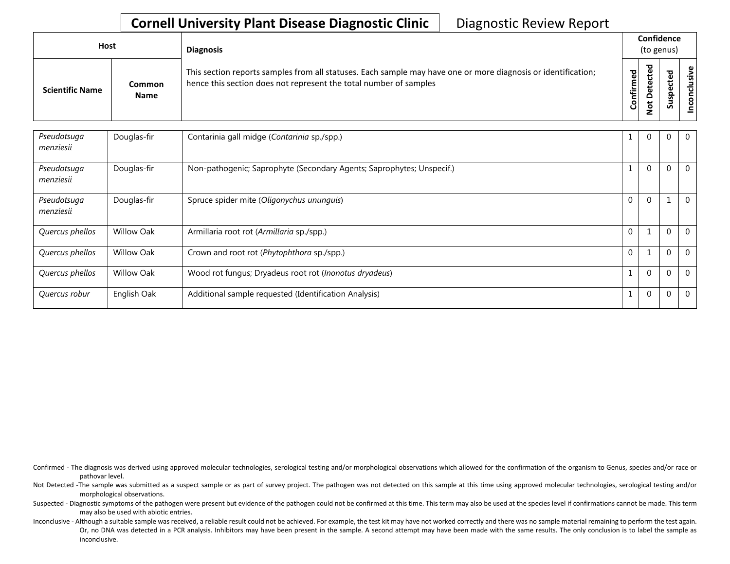**Cornell University Plant Disease Diagnostic Clinic** Diagnostic Review Report

| Host | | Diagnosis | Confidence (to genus) | | | |
|---|---|---|---|---|---|---|
| Scientific Name | Common Name | This section reports samples from all statuses. Each sample may have one or more diagnosis or identification; hence this section does not represent the total number of samples | Confirmed | Not Detected | Suspected | Inconclusive |
| *Pseudotsuga menziesii* | Douglas-fir | Contarinia gall midge (*Contarinia* sp./spp.) | 1 | 0 | 0 | 0 |
| *Pseudotsuga menziesii* | Douglas-fir | Non-pathogenic; Saprophyte (Secondary Agents; Saprophytes; Unspecif.) | 1 | 0 | 0 | 0 |
| *Pseudotsuga menziesii* | Douglas-fir | Spruce spider mite (*Oligonychus ununguis*) | 0 | 0 | 1 | 0 |
| *Quercus phellos* | Willow Oak | Armillaria root rot (*Armillaria* sp./spp.) | 0 | 1 | 0 | 0 |
| *Quercus phellos* | Willow Oak | Crown and root rot (*Phytophthora* sp./spp.) | 0 | 1 | 0 | 0 |
| *Quercus phellos* | Willow Oak | Wood rot fungus; Dryadeus root rot (*Inonotus dryadeus*) | 1 | 0 | 0 | 0 |
| *Quercus robur* | English Oak | Additional sample requested (Identification Analysis) | 1 | 0 | 0 | 0 |

Confirmed - The diagnosis was derived using approved molecular technologies, serological testing and/or morphological observations which allowed for the confirmation of the organism to Genus, species and/or race or pathovar level.

Not Detected -The sample was submitted as a suspect sample or as part of survey project. The pathogen was not detected on this sample at this time using approved molecular technologies, serological testing and/or morphological observations.

Suspected - Diagnostic symptoms of the pathogen were present but evidence of the pathogen could not be confirmed at this time. This term may also be used at the species level if confirmations cannot be made. This term may also be used with abiotic entries.

Inconclusive - Although a suitable sample was received, a reliable result could not be achieved. For example, the test kit may have not worked correctly and there was no sample material remaining to perform the test again. Or, no DNA was detected in a PCR analysis. Inhibitors may have been present in the sample. A second attempt may have been made with the same results. The only conclusion is to label the sample as inconclusive.